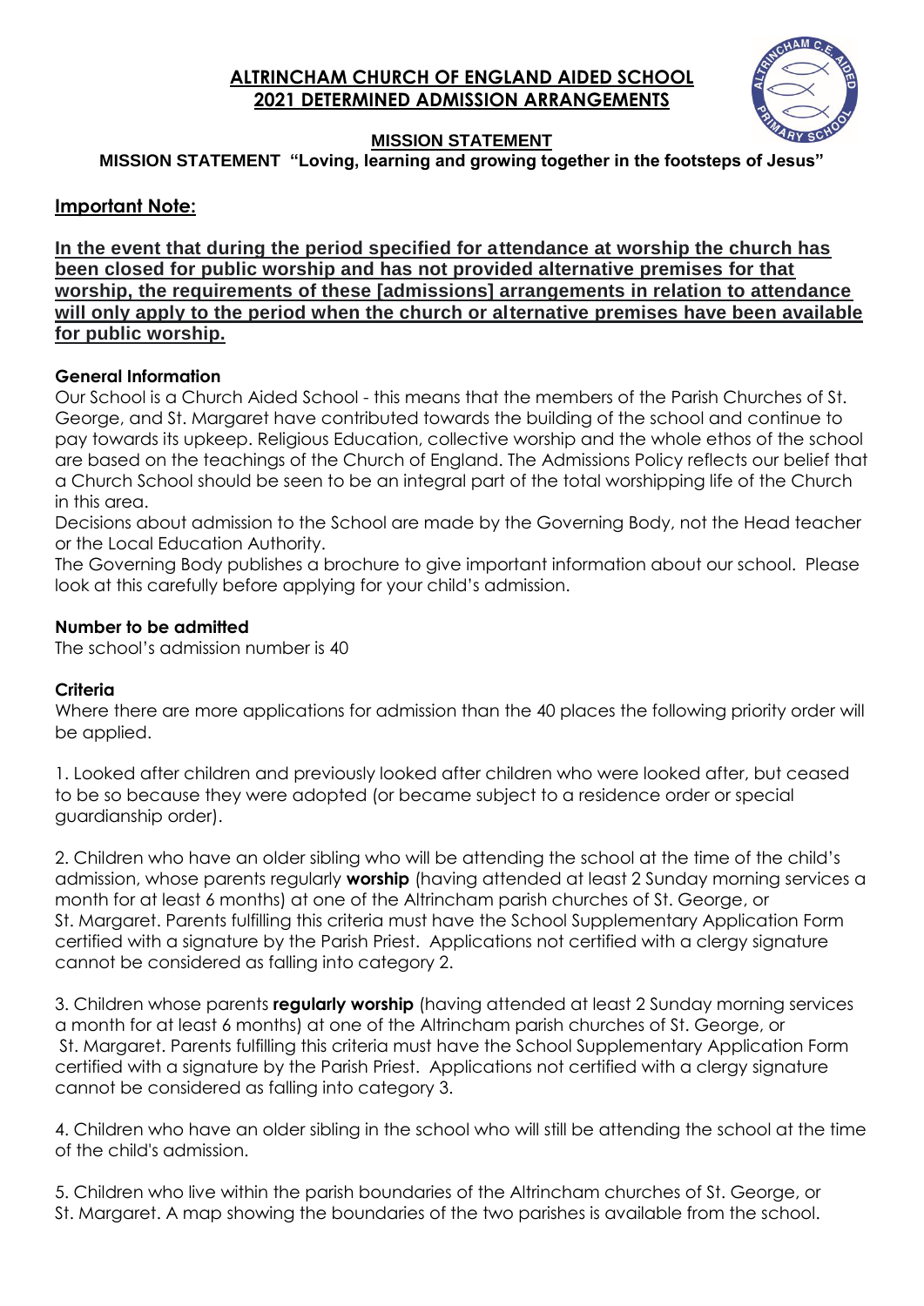# ALTRINCHAM CHURCH OF ENGLAND AIDED SCHOOL
# 2021 DETERMINED ADMISSION ARRANGEMENTS

## MISSION STATEMENT

**MISSION STATEMENT "Loving, learning and growing together in the footsteps of Jesus"**

## Important Note:

**In the event that during the period specified for attendance at worship the church has been closed for public worship and has not provided alternative premises for that worship, the requirements of these [admissions] arrangements in relation to attendance will only apply to the period when the church or alternative premises have been available for public worship.**

### General Information

Our School is a Church Aided School - this means that the members of the Parish Churches of St. George, and St. Margaret have contributed towards the building of the school and continue to pay towards its upkeep. Religious Education, collective worship and the whole ethos of the school are based on the teachings of the Church of England. The Admissions Policy reflects our belief that a Church School should be seen to be an integral part of the total worshipping life of the Church in this area.

Decisions about admission to the School are made by the Governing Body, not the Head teacher or the Local Education Authority.

The Governing Body publishes a brochure to give important information about our school. Please look at this carefully before applying for your child's admission.

### Number to be admitted

The school's admission number is 40

### Criteria

Where there are more applications for admission than the 40 places the following priority order will be applied.

1. Looked after children and previously looked after children who were looked after, but ceased to be so because they were adopted (or became subject to a residence order or special guardianship order).

2. Children who have an older sibling who will be attending the school at the time of the child's admission, whose parents regularly **worship** (having attended at least 2 Sunday morning services a month for at least 6 months) at one of the Altrincham parish churches of St. George, or St. Margaret. Parents fulfilling this criteria must have the School Supplementary Application Form certified with a signature by the Parish Priest. Applications not certified with a clergy signature cannot be considered as falling into category 2.

3. Children whose parents **regularly worship** (having attended at least 2 Sunday morning services a month for at least 6 months) at one of the Altrincham parish churches of St. George, or St. Margaret. Parents fulfilling this criteria must have the School Supplementary Application Form certified with a signature by the Parish Priest. Applications not certified with a clergy signature cannot be considered as falling into category 3.

4. Children who have an older sibling in the school who will still be attending the school at the time of the child's admission.

5. Children who live within the parish boundaries of the Altrincham churches of St. George, or St. Margaret. A map showing the boundaries of the two parishes is available from the school.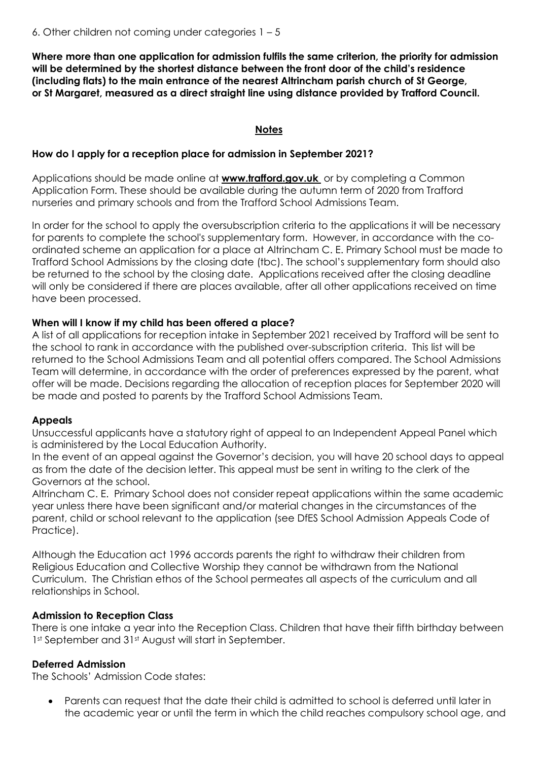6. Other children not coming under categories 1 – 5

**Where more than one application for admission fulfils the same criterion, the priority for admission will be determined by the shortest distance between the front door of the child's residence (including flats) to the main entrance of the nearest Altrincham parish church of St George, or St Margaret, measured as a direct straight line using distance provided by Trafford Council.**

## Notes

### How do I apply for a reception place for admission in September 2021?

Applications should be made online at **www.trafford.gov.uk** or by completing a Common Application Form. These should be available during the autumn term of 2020 from Trafford nurseries and primary schools and from the Trafford School Admissions Team.

In order for the school to apply the oversubscription criteria to the applications it will be necessary for parents to complete the school's supplementary form. However, in accordance with the co-ordinated scheme an application for a place at Altrincham C. E. Primary School must be made to Trafford School Admissions by the closing date (tbc). The school's supplementary form should also be returned to the school by the closing date. Applications received after the closing deadline will only be considered if there are places available, after all other applications received on time have been processed.

### When will I know if my child has been offered a place?

A list of all applications for reception intake in September 2021 received by Trafford will be sent to the school to rank in accordance with the published over-subscription criteria. This list will be returned to the School Admissions Team and all potential offers compared. The School Admissions Team will determine, in accordance with the order of preferences expressed by the parent, what offer will be made. Decisions regarding the allocation of reception places for September 2020 will be made and posted to parents by the Trafford School Admissions Team.

### Appeals

Unsuccessful applicants have a statutory right of appeal to an Independent Appeal Panel which is administered by the Local Education Authority.

In the event of an appeal against the Governor's decision, you will have 20 school days to appeal as from the date of the decision letter. This appeal must be sent in writing to the clerk of the Governors at the school.

Altrincham C. E. Primary School does not consider repeat applications within the same academic year unless there have been significant and/or material changes in the circumstances of the parent, child or school relevant to the application (see DfES School Admission Appeals Code of Practice).

Although the Education act 1996 accords parents the right to withdraw their children from Religious Education and Collective Worship they cannot be withdrawn from the National Curriculum. The Christian ethos of the School permeates all aspects of the curriculum and all relationships in School.

### Admission to Reception Class

There is one intake a year into the Reception Class. Children that have their fifth birthday between 1st September and 31st August will start in September.

### Deferred Admission

The Schools' Admission Code states:

- Parents can request that the date their child is admitted to school is deferred until later in the academic year or until the term in which the child reaches compulsory school age, and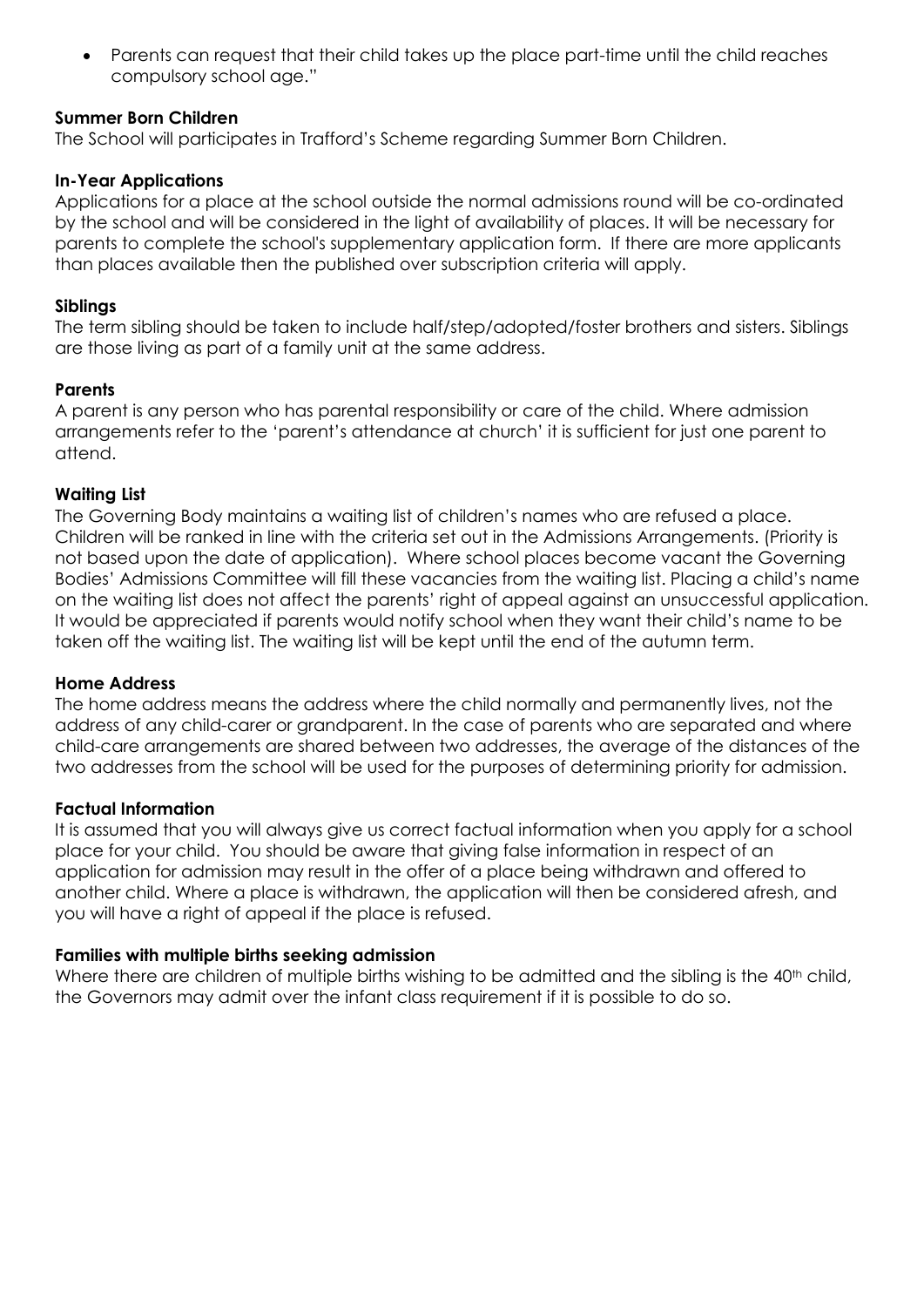- Parents can request that their child takes up the place part-time until the child reaches compulsory school age."

**Summer Born Children**
The School will participates in Trafford's Scheme regarding Summer Born Children.

**In-Year Applications**
Applications for a place at the school outside the normal admissions round will be co-ordinated by the school and will be considered in the light of availability of places. It will be necessary for parents to complete the school's supplementary application form. If there are more applicants than places available then the published over subscription criteria will apply.

**Siblings**
The term sibling should be taken to include half/step/adopted/foster brothers and sisters. Siblings are those living as part of a family unit at the same address.

**Parents**
A parent is any person who has parental responsibility or care of the child. Where admission arrangements refer to the 'parent's attendance at church' it is sufficient for just one parent to attend.

**Waiting List**
The Governing Body maintains a waiting list of children's names who are refused a place. Children will be ranked in line with the criteria set out in the Admissions Arrangements. (Priority is not based upon the date of application). Where school places become vacant the Governing Bodies' Admissions Committee will fill these vacancies from the waiting list. Placing a child's name on the waiting list does not affect the parents' right of appeal against an unsuccessful application. It would be appreciated if parents would notify school when they want their child's name to be taken off the waiting list. The waiting list will be kept until the end of the autumn term.

**Home Address**
The home address means the address where the child normally and permanently lives, not the address of any child-carer or grandparent. In the case of parents who are separated and where child-care arrangements are shared between two addresses, the average of the distances of the two addresses from the school will be used for the purposes of determining priority for admission.

**Factual Information**
It is assumed that you will always give us correct factual information when you apply for a school place for your child. You should be aware that giving false information in respect of an application for admission may result in the offer of a place being withdrawn and offered to another child. Where a place is withdrawn, the application will then be considered afresh, and you will have a right of appeal if the place is refused.

**Families with multiple births seeking admission**
Where there are children of multiple births wishing to be admitted and the sibling is the 40th child, the Governors may admit over the infant class requirement if it is possible to do so.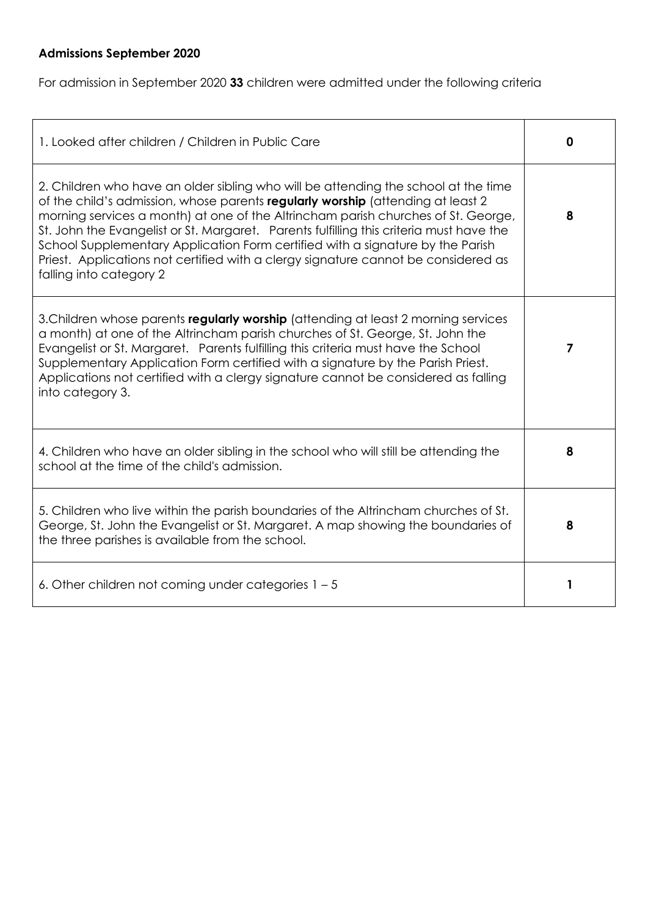**Admissions September 2020**

For admission in September 2020 **33** children were admitted under the following criteria

| | |
|---|---|
| 1. Looked after children / Children in Public Care | **0** |
| 2. Children who have an older sibling who will be attending the school at the time of the child's admission, whose parents **regularly worship** (attending at least 2 morning services a month) at one of the Altrincham parish churches of St. George, St. John the Evangelist or St. Margaret. Parents fulfilling this criteria must have the School Supplementary Application Form certified with a signature by the Parish Priest. Applications not certified with a clergy signature cannot be considered as falling into category 2 | **8** |
| 3.Children whose parents **regularly worship** (attending at least 2 morning services a month) at one of the Altrincham parish churches of St. George, St. John the Evangelist or St. Margaret. Parents fulfilling this criteria must have the School Supplementary Application Form certified with a signature by the Parish Priest. Applications not certified with a clergy signature cannot be considered as falling into category 3. | **7** |
| 4. Children who have an older sibling in the school who will still be attending the school at the time of the child's admission. | **8** |
| 5. Children who live within the parish boundaries of the Altrincham churches of St. George, St. John the Evangelist or St. Margaret. A map showing the boundaries of the three parishes is available from the school. | **8** |
| 6. Other children not coming under categories 1 – 5 | **1** |